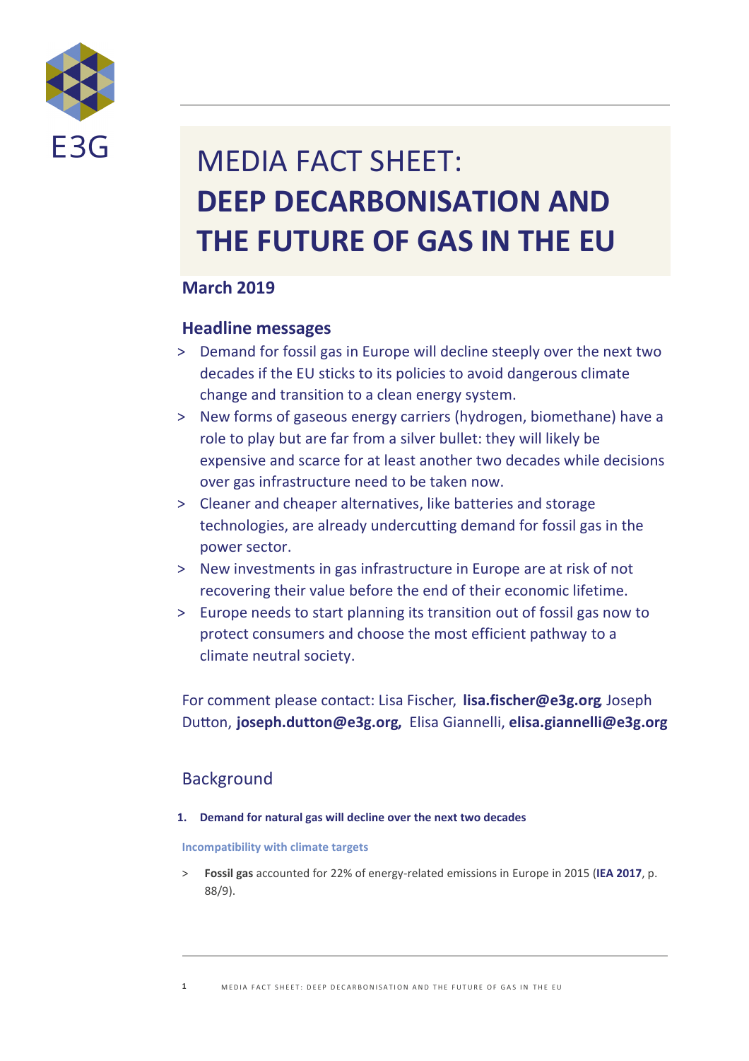E3G

# MEDIA FACT SHEET: **DEEP DECARBONISATION AND THE FUTURE OF GAS IN THE EU**

**March 2019**

## Headline messages

> Demand for fossil gas in Europe will decline steeply over the next two decades if the EU sticks to its policies to avoid dangerous climate change and transition to a clean energy system.

> New forms of gaseous energy carriers (hydrogen, biomethane) have a role to play but are far from a silver bullet: they will likely be expensive and scarce for at least another two decades while decisions over gas infrastructure need to be taken now.

> Cleaner and cheaper alternatives, like batteries and storage technologies, are already undercutting demand for fossil gas in the power sector.

> New investments in gas infrastructure in Europe are at risk of not recovering their value before the end of their economic lifetime.

> Europe needs to start planning its transition out of fossil gas now to protect consumers and choose the most efficient pathway to a climate neutral society.

For comment please contact: Lisa Fischer, **lisa.fischer@e3g.org** Joseph Dutton, **joseph.dutton@e3g.org,** Elisa Giannelli, **elisa.giannelli@e3g.org**

## Background

### 1. Demand for natural gas will decline over the next two decades

#### Incompatibility with climate targets

> **Fossil gas** accounted for 22% of energy-related emissions in Europe in 2015 (**IEA 2017**, p. 88/9).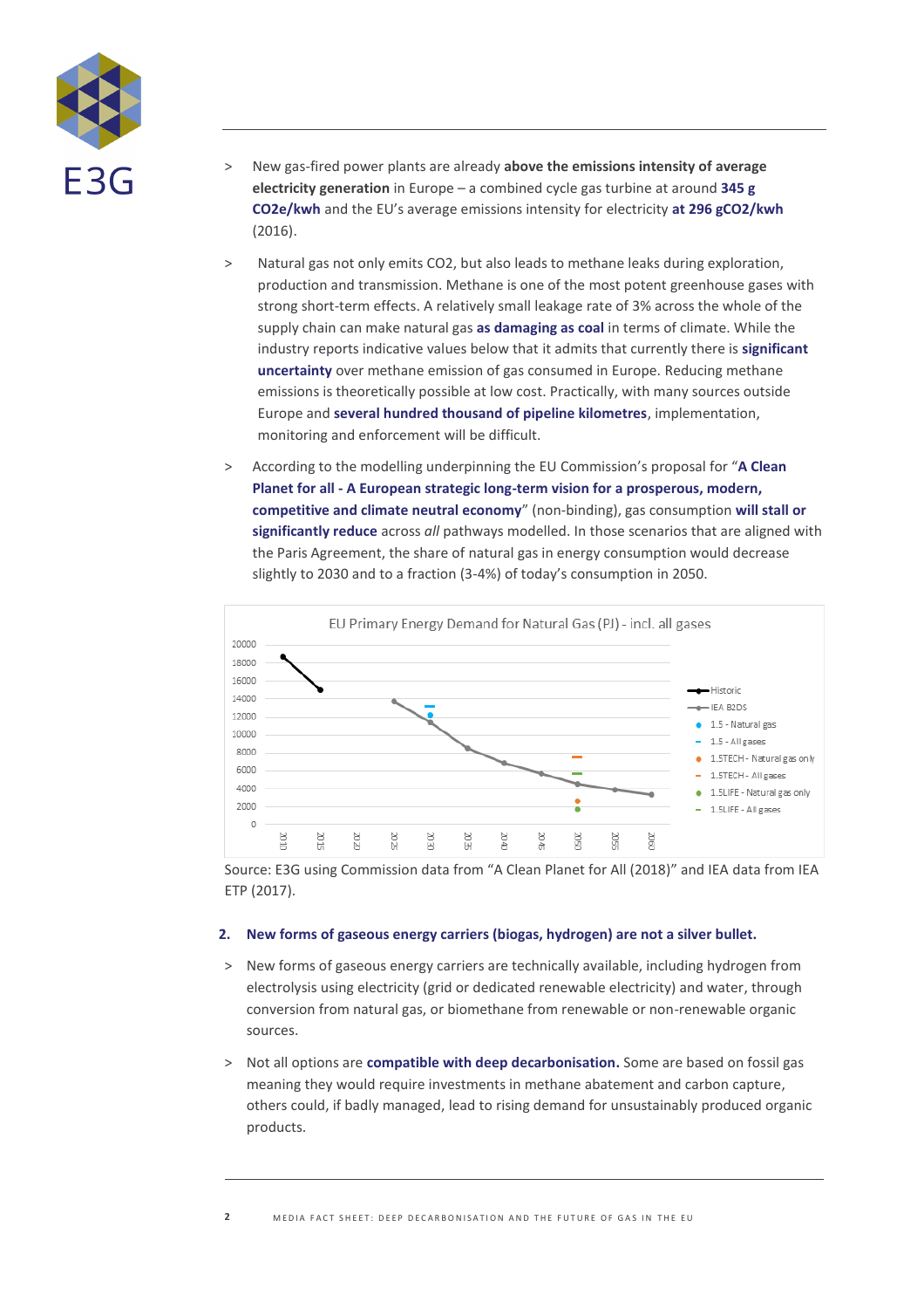> New gas-fired power plants are already **above the emissions intensity of average electricity generation** in Europe – a combined cycle gas turbine at around **345 g CO2e/kwh** and the EU's average emissions intensity for electricity **at 296 gCO2/kwh** (2016).

> Natural gas not only emits CO2, but also leads to methane leaks during exploration, production and transmission. Methane is one of the most potent greenhouse gases with strong short-term effects. A relatively small leakage rate of 3% across the whole of the supply chain can make natural gas **as damaging as coal** in terms of climate. While the industry reports indicative values below that it admits that currently there is **significant uncertainty** over methane emission of gas consumed in Europe. Reducing methane emissions is theoretically possible at low cost. Practically, with many sources outside Europe and **several hundred thousand of pipeline kilometres**, implementation, monitoring and enforcement will be difficult.

> According to the modelling underpinning the EU Commission's proposal for "**A Clean Planet for all - A European strategic long-term vision for a prosperous, modern, competitive and climate neutral economy**" (non-binding), gas consumption **will stall or significantly reduce** across *all* pathways modelled. In those scenarios that are aligned with the Paris Agreement, the share of natural gas in energy consumption would decrease slightly to 2030 and to a fraction (3-4%) of today's consumption in 2050.

Source: E3G using Commission data from "A Clean Planet for All (2018)" and IEA data from IEA ETP (2017).

## 2. New forms of gaseous energy carriers (biogas, hydrogen) are not a silver bullet.

> New forms of gaseous energy carriers are technically available, including hydrogen from electrolysis using electricity (grid or dedicated renewable electricity) and water, through conversion from natural gas, or biomethane from renewable or non-renewable organic sources.

> Not all options are **compatible with deep decarbonisation.** Some are based on fossil gas meaning they would require investments in methane abatement and carbon capture, others could, if badly managed, lead to rising demand for unsustainably produced organic products.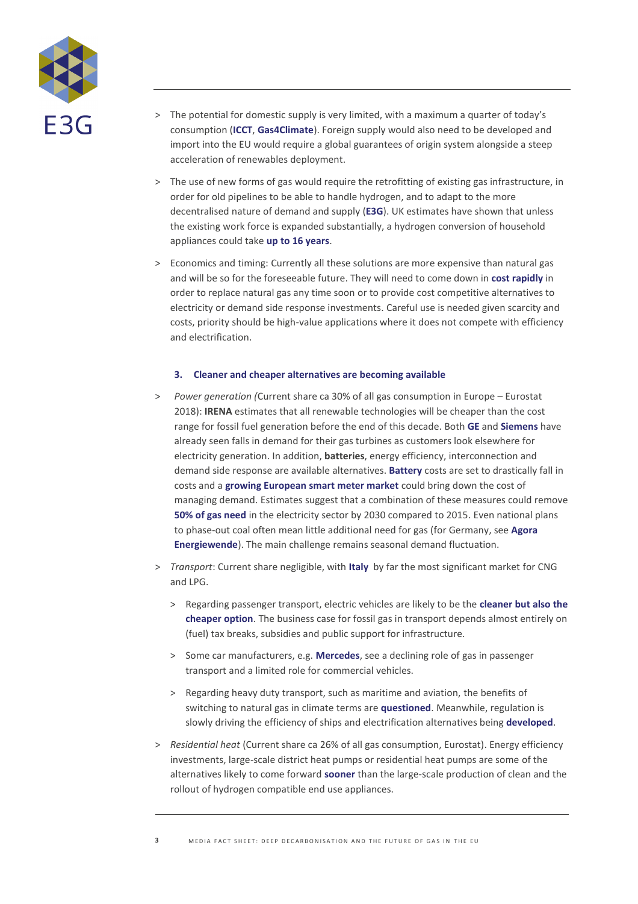- The potential for domestic supply is very limited, with a maximum a quarter of today's consumption (**ICCT**, **Gas4Climate**). Foreign supply would also need to be developed and import into the EU would require a global guarantees of origin system alongside a steep acceleration of renewables deployment.

- The use of new forms of gas would require the retrofitting of existing gas infrastructure, in order for old pipelines to be able to handle hydrogen, and to adapt to the more decentralised nature of demand and supply (**E3G**). UK estimates have shown that unless the existing work force is expanded substantially, a hydrogen conversion of household appliances could take **up to 16 years**.

- Economics and timing: Currently all these solutions are more expensive than natural gas and will be so for the foreseeable future. They will need to come down in **cost rapidly** in order to replace natural gas any time soon or to provide cost competitive alternatives to electricity or demand side response investments. Careful use is needed given scarcity and costs, priority should be high-value applications where it does not compete with efficiency and electrification.

### 3. Cleaner and cheaper alternatives are becoming available

- *Power generation (*Current share ca 30% of all gas consumption in Europe – Eurostat 2018): **IRENA** estimates that all renewable technologies will be cheaper than the cost range for fossil fuel generation before the end of this decade. Both **GE** and **Siemens** have already seen falls in demand for their gas turbines as customers look elsewhere for electricity generation. In addition, **batteries**, energy efficiency, interconnection and demand side response are available alternatives. **Battery** costs are set to drastically fall in costs and a **growing European smart meter market** could bring down the cost of managing demand. Estimates suggest that a combination of these measures could remove **50% of gas need** in the electricity sector by 2030 compared to 2015. Even national plans to phase-out coal often mean little additional need for gas (for Germany, see **Agora Energiewende**). The main challenge remains seasonal demand fluctuation.

- *Transport*: Current share negligible, with **Italy** by far the most significant market for CNG and LPG.

  - Regarding passenger transport, electric vehicles are likely to be the **cleaner but also the cheaper option**. The business case for fossil gas in transport depends almost entirely on (fuel) tax breaks, subsidies and public support for infrastructure.

  - Some car manufacturers, e.g. **Mercedes**, see a declining role of gas in passenger transport and a limited role for commercial vehicles.

  - Regarding heavy duty transport, such as maritime and aviation, the benefits of switching to natural gas in climate terms are **questioned**. Meanwhile, regulation is slowly driving the efficiency of ships and electrification alternatives being **developed**.

- *Residential heat* (Current share ca 26% of all gas consumption, Eurostat). Energy efficiency investments, large-scale district heat pumps or residential heat pumps are some of the alternatives likely to come forward **sooner** than the large-scale production of clean and the rollout of hydrogen compatible end use appliances.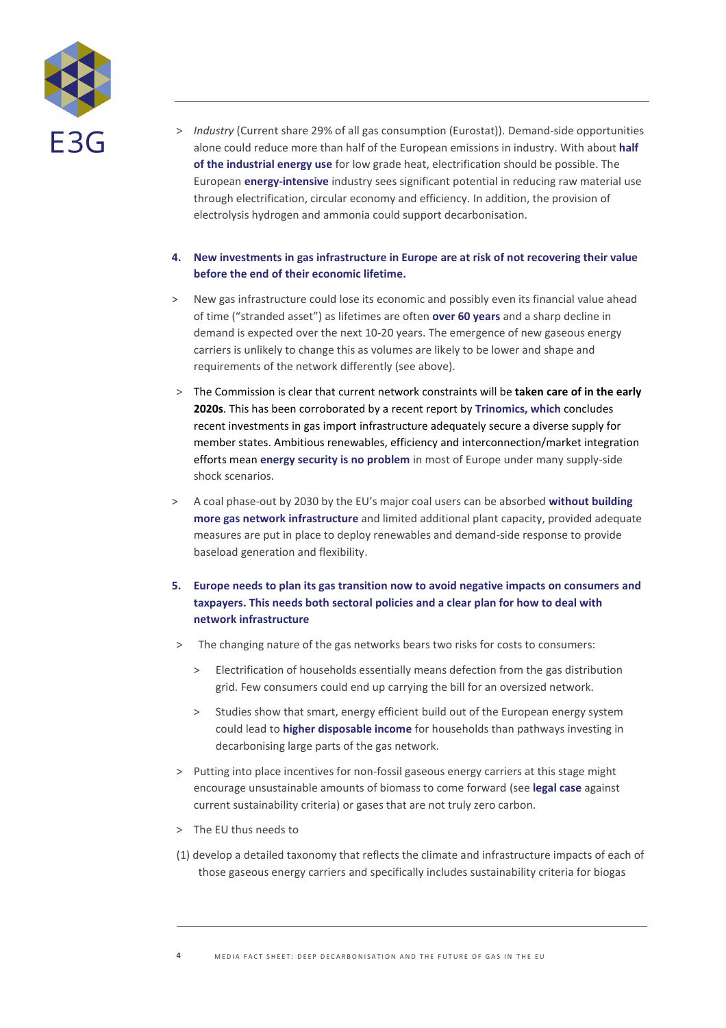- *Industry* (Current share 29% of all gas consumption (Eurostat)). Demand-side opportunities alone could reduce more than half of the European emissions in industry. With about **half of the industrial energy use** for low grade heat, electrification should be possible. The European **energy-intensive** industry sees significant potential in reducing raw material use through electrification, circular economy and efficiency. In addition, the provision of electrolysis hydrogen and ammonia could support decarbonisation.

**4. New investments in gas infrastructure in Europe are at risk of not recovering their value before the end of their economic lifetime.**

- New gas infrastructure could lose its economic and possibly even its financial value ahead of time ("stranded asset") as lifetimes are often **over 60 years** and a sharp decline in demand is expected over the next 10-20 years. The emergence of new gaseous energy carriers is unlikely to change this as volumes are likely to be lower and shape and requirements of the network differently (see above).
- The Commission is clear that current network constraints will be **taken care of in the early 2020s**. This has been corroborated by a recent report by **Trinomics, which** concludes recent investments in gas import infrastructure adequately secure a diverse supply for member states. Ambitious renewables, efficiency and interconnection/market integration efforts mean **energy security is no problem** in most of Europe under many supply-side shock scenarios.
- A coal phase-out by 2030 by the EU's major coal users can be absorbed **without building more gas network infrastructure** and limited additional plant capacity, provided adequate measures are put in place to deploy renewables and demand-side response to provide baseload generation and flexibility.

**5. Europe needs to plan its gas transition now to avoid negative impacts on consumers and taxpayers. This needs both sectoral policies and a clear plan for how to deal with network infrastructure**

- The changing nature of the gas networks bears two risks for costs to consumers:
  - Electrification of households essentially means defection from the gas distribution grid. Few consumers could end up carrying the bill for an oversized network.
  - Studies show that smart, energy efficient build out of the European energy system could lead to **higher disposable income** for households than pathways investing in decarbonising large parts of the gas network.
- Putting into place incentives for non-fossil gaseous energy carriers at this stage might encourage unsustainable amounts of biomass to come forward (see **legal case** against current sustainability criteria) or gases that are not truly zero carbon.
- The EU thus needs to

(1) develop a detailed taxonomy that reflects the climate and infrastructure impacts of each of those gaseous energy carriers and specifically includes sustainability criteria for biogas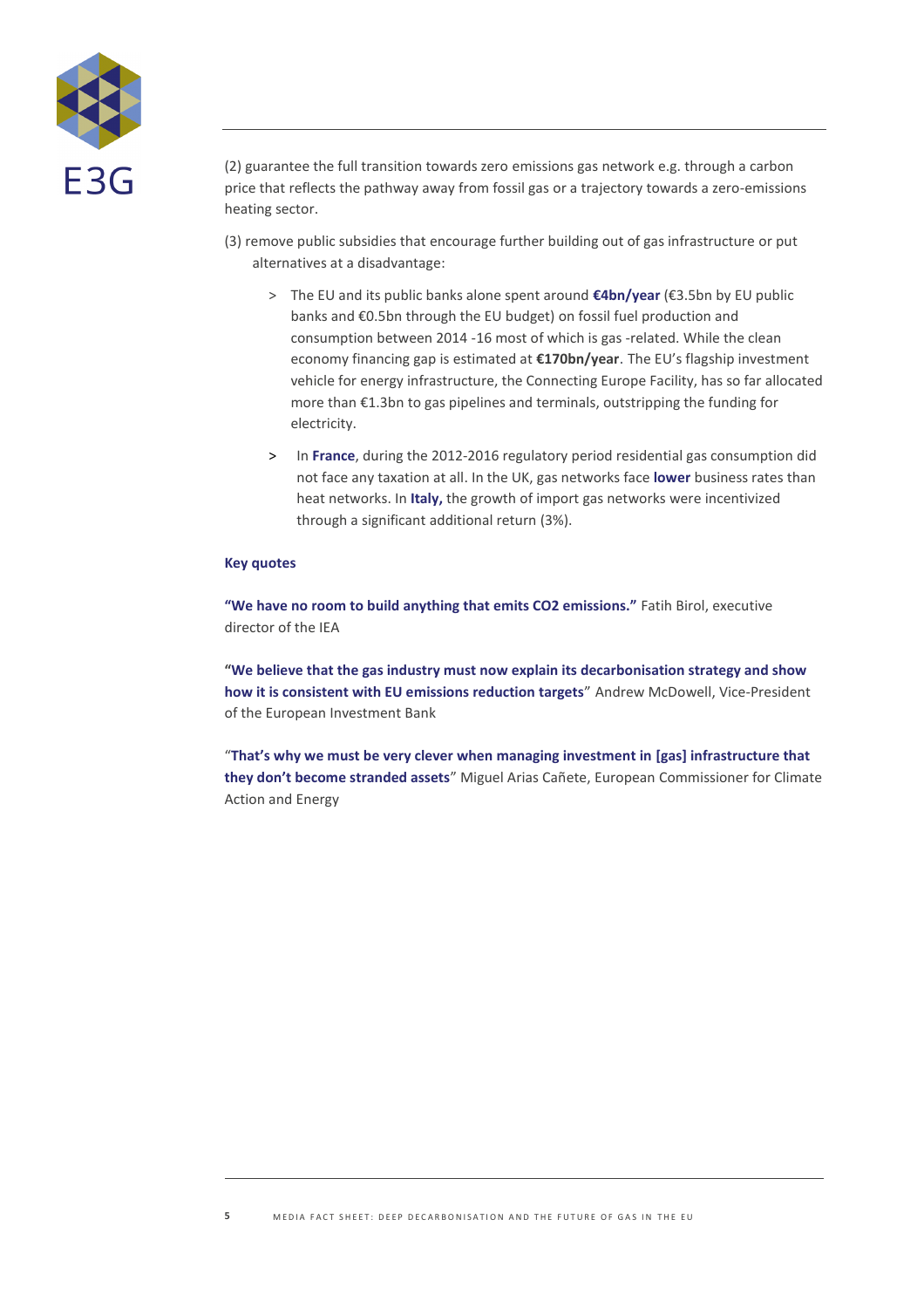(2) guarantee the full transition towards zero emissions gas network e.g. through a carbon price that reflects the pathway away from fossil gas or a trajectory towards a zero-emissions heating sector.

(3) remove public subsidies that encourage further building out of gas infrastructure or put alternatives at a disadvantage:

> The EU and its public banks alone spent around **€4bn/year** (€3.5bn by EU public banks and €0.5bn through the EU budget) on fossil fuel production and consumption between 2014 -16 most of which is gas -related. While the clean economy financing gap is estimated at **€170bn/year**. The EU's flagship investment vehicle for energy infrastructure, the Connecting Europe Facility, has so far allocated more than €1.3bn to gas pipelines and terminals, outstripping the funding for electricity.

> In **France**, during the 2012-2016 regulatory period residential gas consumption did not face any taxation at all. In the UK, gas networks face **lower** business rates than heat networks. In **Italy,** the growth of import gas networks were incentivized through a significant additional return (3%).

**Key quotes**

**"We have no room to build anything that emits CO2 emissions."** Fatih Birol, executive director of the IEA

**"We believe that the gas industry must now explain its decarbonisation strategy and show how it is consistent with EU emissions reduction targets"** Andrew McDowell, Vice-President of the European Investment Bank

"**That's why we must be very clever when managing investment in [gas] infrastructure that they don't become stranded assets**" Miguel Arias Cañete, European Commissioner for Climate Action and Energy